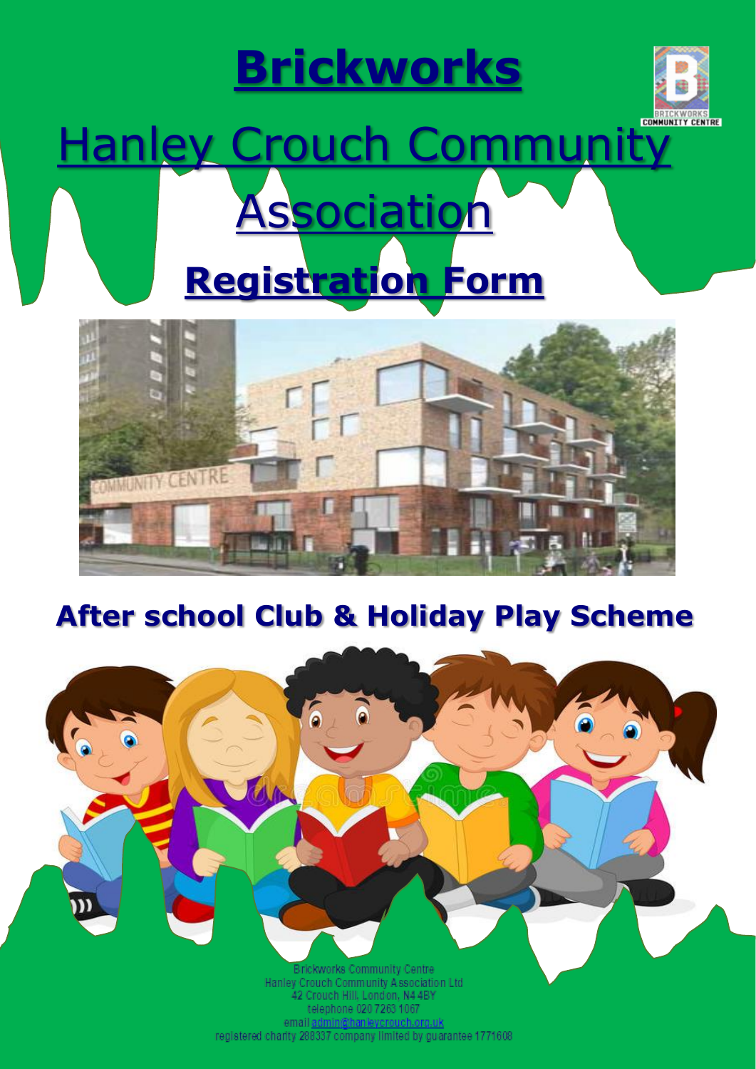# Brickworks

# Hanley Crouch Community Association

## Registration Form

## After school Club & Holiday Play Scheme

Brickworks Community Centre
Hanley Crouch Community Association Ltd
42 Crouch Hill, London, N4 4BY
telephone 020 7263 1067
email admin@hanleycrouch.org.uk
registered charity 288337 company limited by guarantee 1771608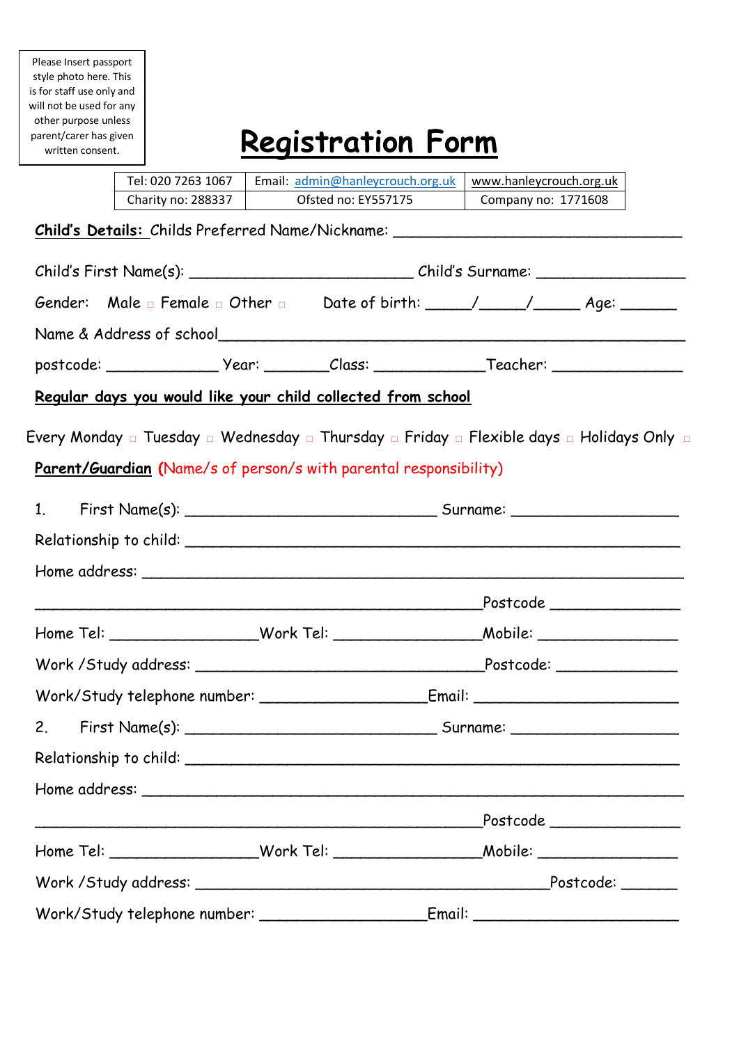Please Insert passport style photo here. This is for staff use only and will not be used for any other purpose unless parent/carer has given written consent.

# Registration Form

| Tel: 020 7263 1067 | Email: admin@hanleycrouch.org.uk | www.hanleycrouch.org.uk |
|---|---|---|
| Charity no: 288337 | Ofsted no: EY557175 | Company no: 1771608 |

**Child's Details:** Childs Preferred Name/Nickname: ________________________________

Child's First Name(s): _________________________ Child's Surname: ________________

Gender: Male ▫ Female ▫ Other ▫ Date of birth: _____/_____/_____ Age: ______

Name & Address of school_______________________________________________________

postcode: ____________ Year: _______Class: ____________Teacher: ______________

**Regular days you would like your child collected from school**

Every Monday ▫ Tuesday ▫ Wednesday ▫ Thursday ▫ Friday ▫ Flexible days ▫ Holidays Only ▫

**Parent/Guardian** (Name/s of person/s with parental responsibility)

1. First Name(s): ____________________________ Surname: __________________

Relationship to child: _______________________________________________________

Home address: ______________________________________________________________

__________________________________________________Postcode ______________

Home Tel: ________________Work Tel: ________________Mobile: _______________

Work /Study address: ________________________________Postcode: _____________

Work/Study telephone number: __________________Email: _______________________

2. First Name(s): ____________________________ Surname: __________________

Relationship to child: _______________________________________________________

Home address: ______________________________________________________________

__________________________________________________Postcode ______________

Home Tel: ________________Work Tel: ________________Mobile: _______________

Work /Study address: _______________________________________Postcode: ______

Work/Study telephone number: __________________Email: _______________________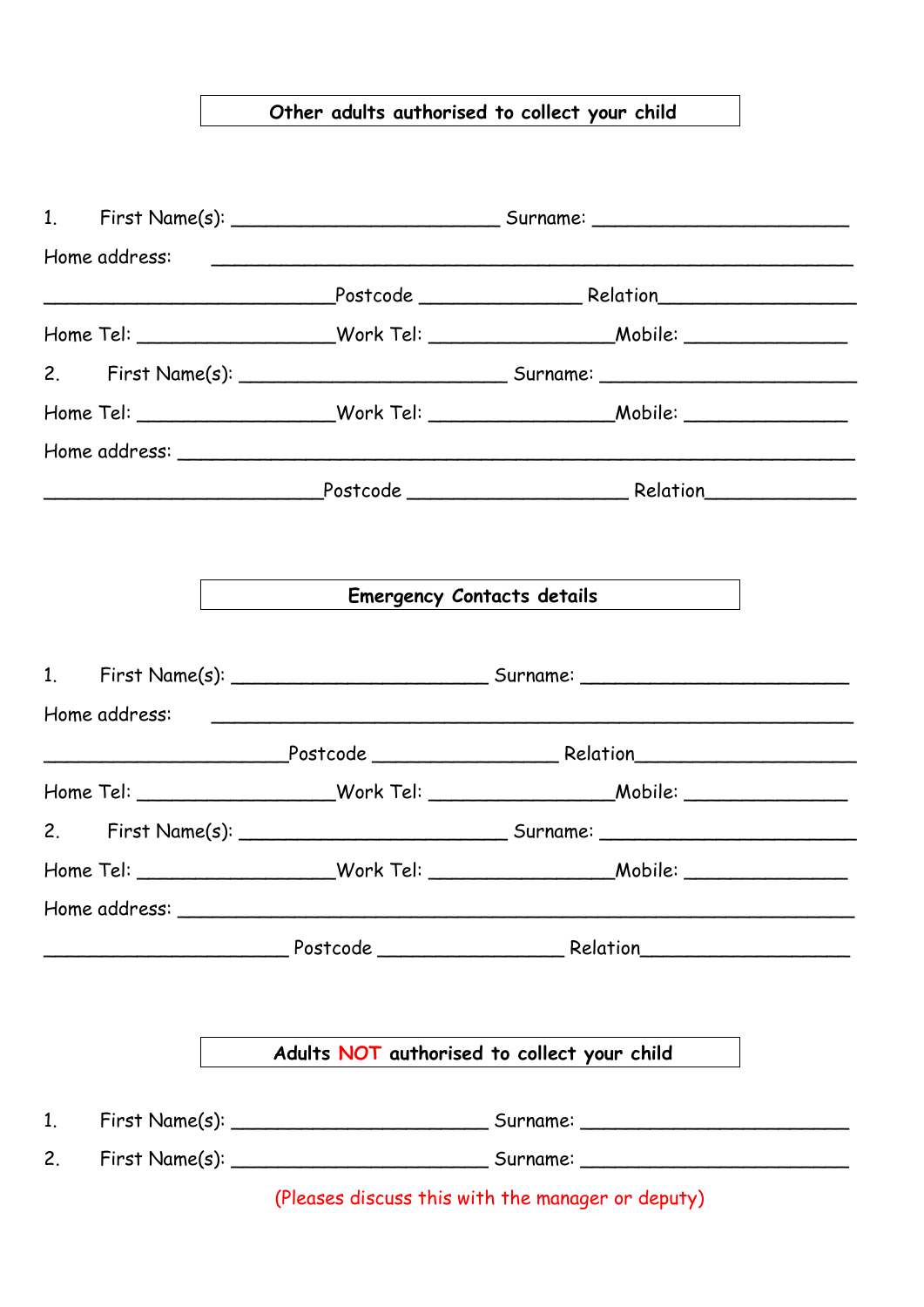## Other adults authorised to collect your child

1. First Name(s): ________________________ Surname: ________________________

Home address: ____________________________________________________________

__________________________Postcode ______________ Relation_________________

Home Tel: _________________Work Tel: ________________Mobile: ______________

2. First Name(s): ________________________ Surname: ________________________

Home Tel: _________________Work Tel: ________________Mobile: ______________

Home address: ____________________________________________________________

_________________________Postcode ___________________ Relation_____________

## Emergency Contacts details

1. First Name(s): ______________________ Surname: ________________________

Home address: ____________________________________________________________

______________________Postcode ________________ Relation___________________

Home Tel: _________________Work Tel: ________________Mobile: ______________

2. First Name(s): ________________________ Surname: ________________________

Home Tel: _________________Work Tel: ________________Mobile: ______________

Home address: ____________________________________________________________

______________________ Postcode ________________ Relation__________________

## Adults **NOT** authorised to collect your child

1. First Name(s): ______________________ Surname: ________________________

2. First Name(s): ______________________ Surname: ________________________

(Pleases discuss this with the manager or deputy)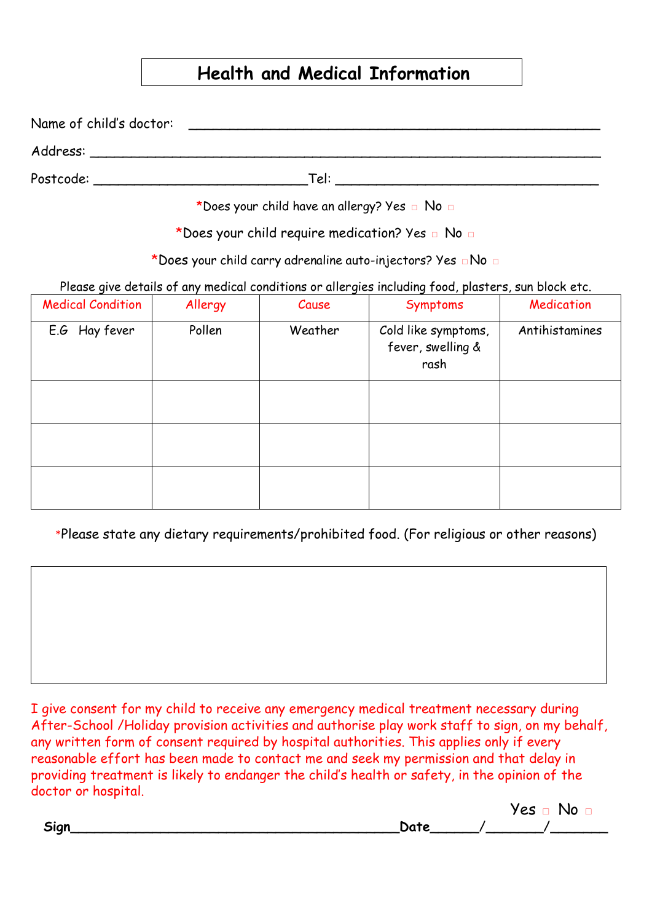# Health and Medical Information

Name of child's doctor: ___________________________________________________

Address: _______________________________________________________________

Postcode: ___________________________Tel: __________________________________

*Does your child have an allergy? Yes ☐ No ☐

*Does your child require medication? Yes ☐ No ☐

*Does your child carry adrenaline auto-injectors? Yes ☐No ☐

Please give details of any medical conditions or allergies including food, plasters, sun block etc.

| Medical Condition | Allergy | Cause | Symptoms | Medication |
|---|---|---|---|---|
| E.G Hay fever | Pollen | Weather | Cold like symptoms, fever, swelling & rash | Antihistamines |
| | | | | |
| | | | | |
| | | | | |

*Please state any dietary requirements/prohibited food. (For religious or other reasons)

I give consent for my child to receive any emergency medical treatment necessary during After-School /Holiday provision activities and authorise play work staff to sign, on my behalf, any written form of consent required by hospital authorities. This applies only if every reasonable effort has been made to contact me and seek my permission and that delay in providing treatment is likely to endanger the child's health or safety, in the opinion of the doctor or hospital.

Yes ☐ No ☐

**Sign**__________________________________________**Date**______/_______/_______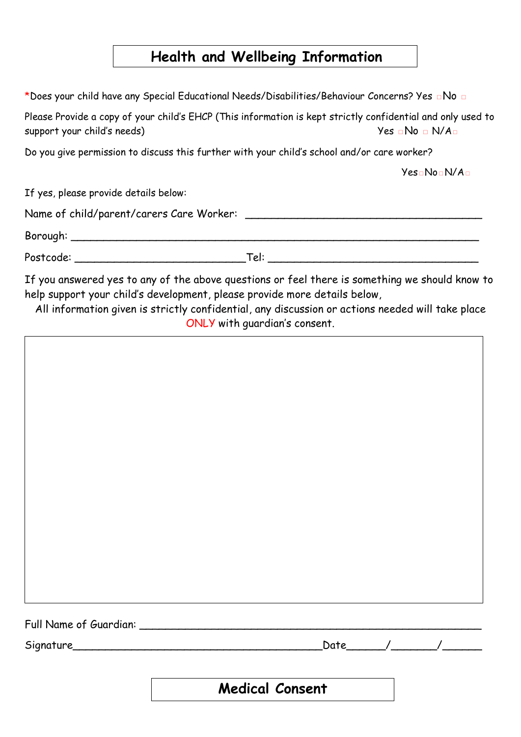# Health and Wellbeing Information

*Does your child have any Special Educational Needs/Disabilities/Behaviour Concerns? Yes □ No □

Please Provide a copy of your child's EHCP (This information is kept strictly confidential and only used to support your child's needs) Yes □ No □ N/A □

Do you give permission to discuss this further with your child's school and/or care worker?

Yes □ No □ N/A □

If yes, please provide details below:

Name of child/parent/carers Care Worker: ___________________________________

Borough: ___________________________________________________________

Postcode: __________________________ Tel: _________________________________

If you answered yes to any of the above questions or feel there is something we should know to help support your child's development, please provide more details below,

All information given is strictly confidential, any discussion or actions needed will take place ONLY with guardian's consent.

| |
|---|
| |

Full Name of Guardian: _____________________________________________________

Signature_______________________________________ Date______/_______/______

# Medical Consent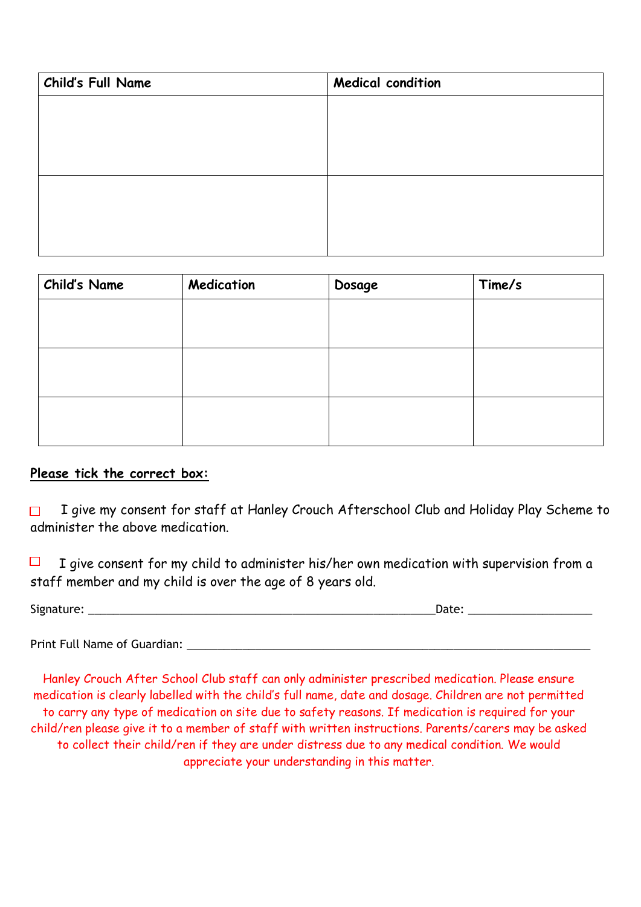| Child's Full Name | Medical condition |
|---|---|
| | |
| | |

| Child's Name | Medication | Dosage | Time/s |
|---|---|---|---|
| | | | |
| | | | |
| | | | |

**Please tick the correct box:**

☐ I give my consent for staff at Hanley Crouch Afterschool Club and Holiday Play Scheme to administer the above medication.

☐ I give consent for my child to administer his/her own medication with supervision from a staff member and my child is over the age of 8 years old.

Signature: ______________________________________________________Date: __________________

Print Full Name of Guardian: ______________________________________________________________

Hanley Crouch After School Club staff can only administer prescribed medication. Please ensure medication is clearly labelled with the child's full name, date and dosage. Children are not permitted to carry any type of medication on site due to safety reasons. If medication is required for your child/ren please give it to a member of staff with written instructions. Parents/carers may be asked to collect their child/ren if they are under distress due to any medical condition. We would appreciate your understanding in this matter.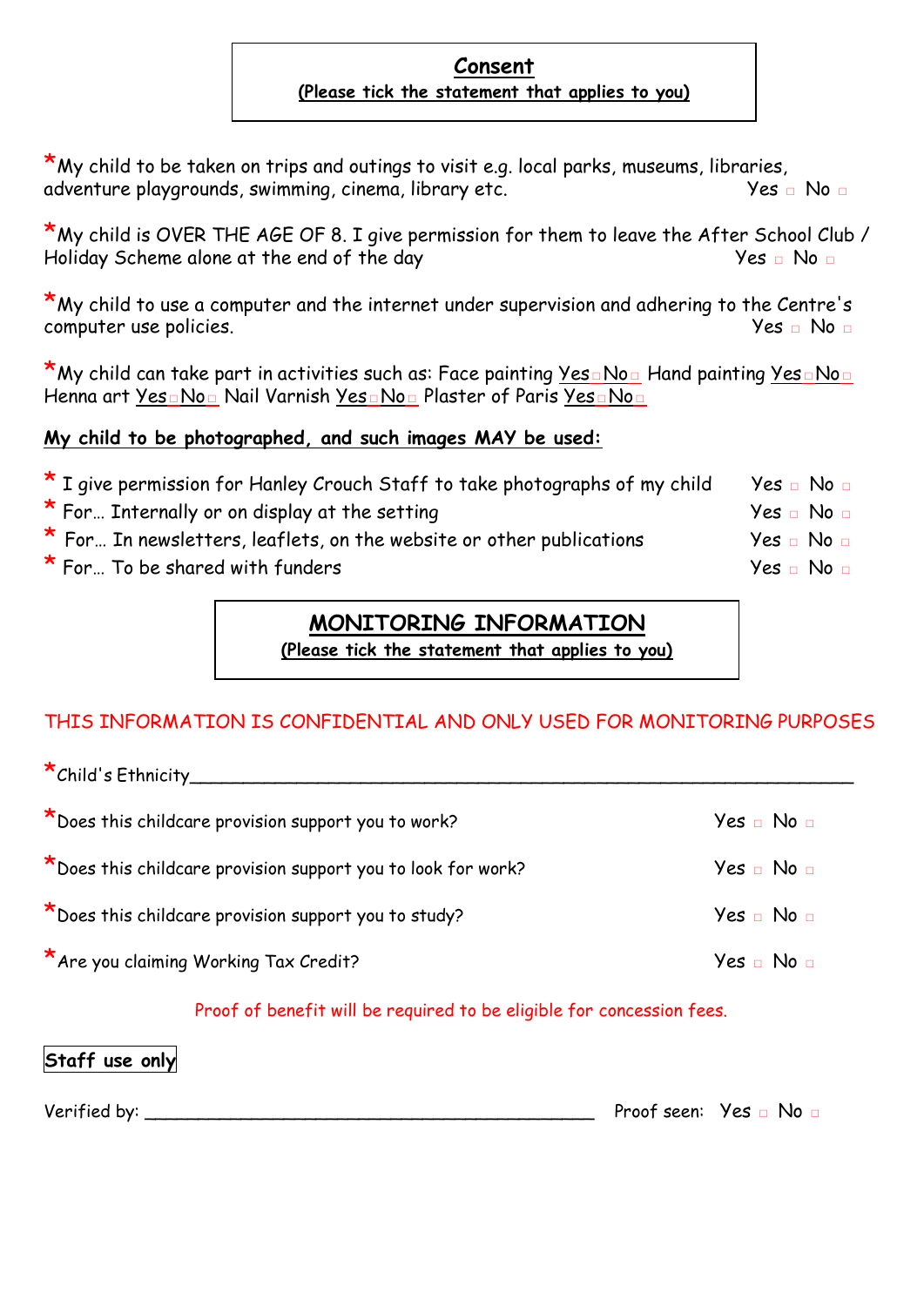## Consent

**(Please tick the statement that applies to you)**

*My child to be taken on trips and outings to visit e.g. local parks, museums, libraries, adventure playgrounds, swimming, cinema, library etc. Yes □ No □

*My child is OVER THE AGE OF 8. I give permission for them to leave the After School Club / Holiday Scheme alone at the end of the day Yes □ No □

*My child to use a computer and the internet under supervision and adhering to the Centre's computer use policies. Yes □ No □

*My child can take part in activities such as: Face painting Yes □ No □ Hand painting Yes □ No □ Henna art Yes □ No □ Nail Varnish Yes □ No □ Plaster of Paris Yes □ No □

**My child to be photographed, and such images MAY be used:**

* I give permission for Hanley Crouch Staff to take photographs of my child Yes □ No □
* For… Internally or on display at the setting Yes □ No □
* For… In newsletters, leaflets, on the website or other publications Yes □ No □
* For… To be shared with funders Yes □ No □

## MONITORING INFORMATION

**(Please tick the statement that applies to you)**

THIS INFORMATION IS CONFIDENTIAL AND ONLY USED FOR MONITORING PURPOSES

*Child's Ethnicity_______________________________________________

*Does this childcare provision support you to work? Yes □ No □

*Does this childcare provision support you to look for work? Yes □ No □

*Does this childcare provision support you to study? Yes □ No □

*Are you claiming Working Tax Credit? Yes □ No □

Proof of benefit will be required to be eligible for concession fees.

**Staff use only**

Verified by: ________________________________ Proof seen: Yes □ No □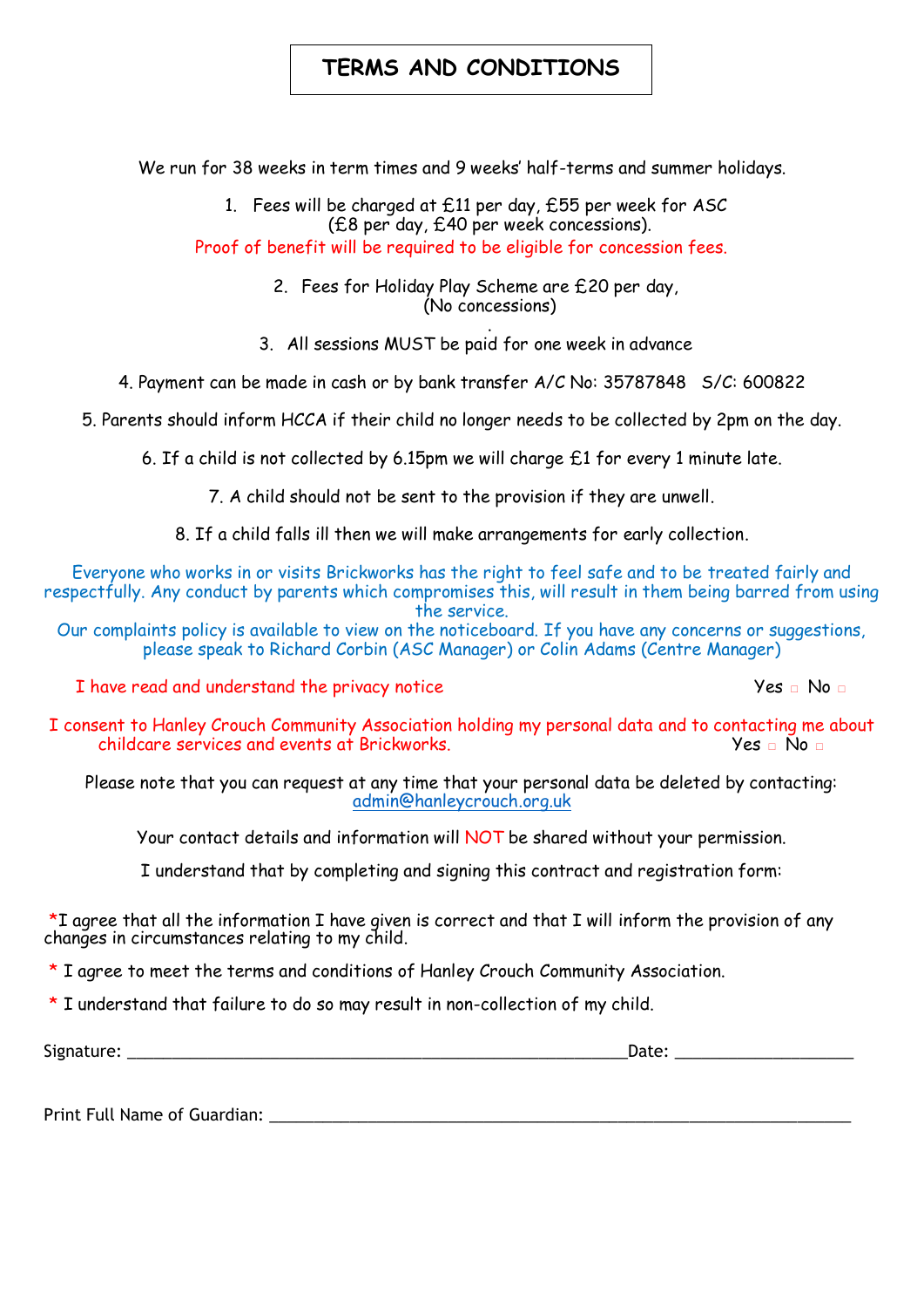# TERMS AND CONDITIONS

We run for 38 weeks in term times and 9 weeks' half-terms and summer holidays.

1. Fees will be charged at £11 per day, £55 per week for ASC (£8 per day, £40 per week concessions).

Proof of benefit will be required to be eligible for concession fees.

2. Fees for Holiday Play Scheme are £20 per day, (No concessions)

3. All sessions MUST be paid for one week in advance

4. Payment can be made in cash or by bank transfer A/C No: 35787848 S/C: 600822

5. Parents should inform HCCA if their child no longer needs to be collected by 2pm on the day.

6. If a child is not collected by 6.15pm we will charge £1 for every 1 minute late.

7. A child should not be sent to the provision if they are unwell.

8. If a child falls ill then we will make arrangements for early collection.

Everyone who works in or visits Brickworks has the right to feel safe and to be treated fairly and respectfully. Any conduct by parents which compromises this, will result in them being barred from using the service.

Our complaints policy is available to view on the noticeboard. If you have any concerns or suggestions, please speak to Richard Corbin (ASC Manager) or Colin Adams (Centre Manager)

I have read and understand the privacy notice Yes ☐ No ☐

I consent to Hanley Crouch Community Association holding my personal data and to contacting me about childcare services and events at Brickworks. Yes ☐ No ☐

Please note that you can request at any time that your personal data be deleted by contacting: admin@hanleycrouch.org.uk

Your contact details and information will NOT be shared without your permission.

I understand that by completing and signing this contract and registration form:

*I agree that all the information I have given is correct and that I will inform the provision of any changes in circumstances relating to my child.

* I agree to meet the terms and conditions of Hanley Crouch Community Association.

* I understand that failure to do so may result in non-collection of my child.

Signature: ____________________________________________________Date: __________________

Print Full Name of Guardian: ____________________________________________________________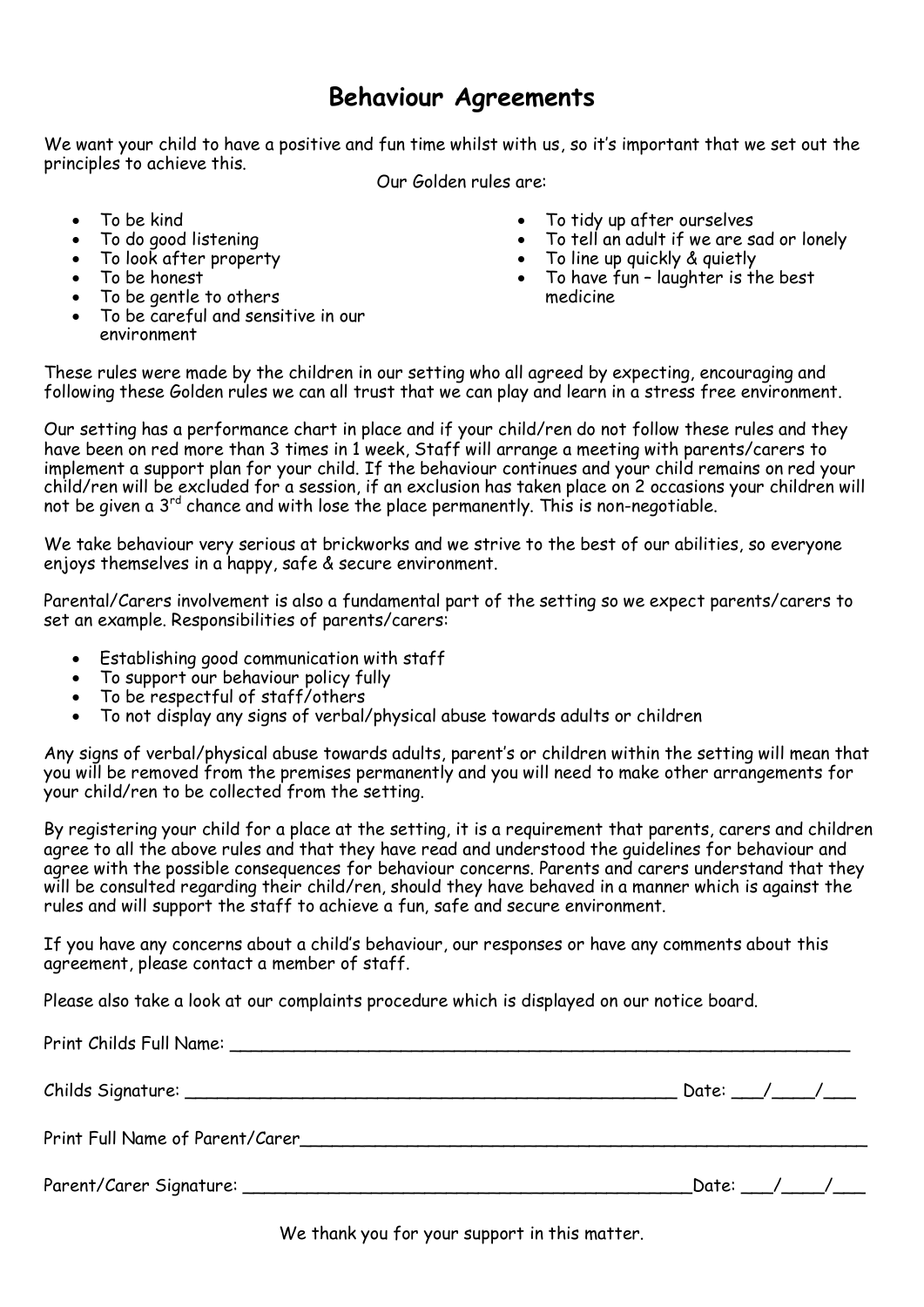# Behaviour Agreements

We want your child to have a positive and fun time whilst with us, so it's important that we set out the principles to achieve this.

Our Golden rules are:

- To be kind
- To do good listening
- To look after property
- To be honest
- To be gentle to others
- To be careful and sensitive in our environment
- To tidy up after ourselves
- To tell an adult if we are sad or lonely
- To line up quickly & quietly
- To have fun – laughter is the best medicine

These rules were made by the children in our setting who all agreed by expecting, encouraging and following these Golden rules we can all trust that we can play and learn in a stress free environment.

Our setting has a performance chart in place and if your child/ren do not follow these rules and they have been on red more than 3 times in 1 week, Staff will arrange a meeting with parents/carers to implement a support plan for your child. If the behaviour continues and your child remains on red your child/ren will be excluded for a session, if an exclusion has taken place on 2 occasions your children will not be given a 3rd chance and with lose the place permanently. This is non-negotiable.

We take behaviour very serious at brickworks and we strive to the best of our abilities, so everyone enjoys themselves in a happy, safe & secure environment.

Parental/Carers involvement is also a fundamental part of the setting so we expect parents/carers to set an example. Responsibilities of parents/carers:

- Establishing good communication with staff
- To support our behaviour policy fully
- To be respectful of staff/others
- To not display any signs of verbal/physical abuse towards adults or children

Any signs of verbal/physical abuse towards adults, parent's or children within the setting will mean that you will be removed from the premises permanently and you will need to make other arrangements for your child/ren to be collected from the setting.

By registering your child for a place at the setting, it is a requirement that parents, carers and children agree to all the above rules and that they have read and understood the guidelines for behaviour and agree with the possible consequences for behaviour concerns. Parents and carers understand that they will be consulted regarding their child/ren, should they have behaved in a manner which is against the rules and will support the staff to achieve a fun, safe and secure environment.

If you have any concerns about a child's behaviour, our responses or have any comments about this agreement, please contact a member of staff.

Please also take a look at our complaints procedure which is displayed on our notice board.

Print Childs Full Name: ______________________________________________

Childs Signature: ______________________________________ Date: ___/____/___

Print Full Name of Parent/Carer______________________________________________

Parent/Carer Signature: __________________________________Date: ___/____/___

We thank you for your support in this matter.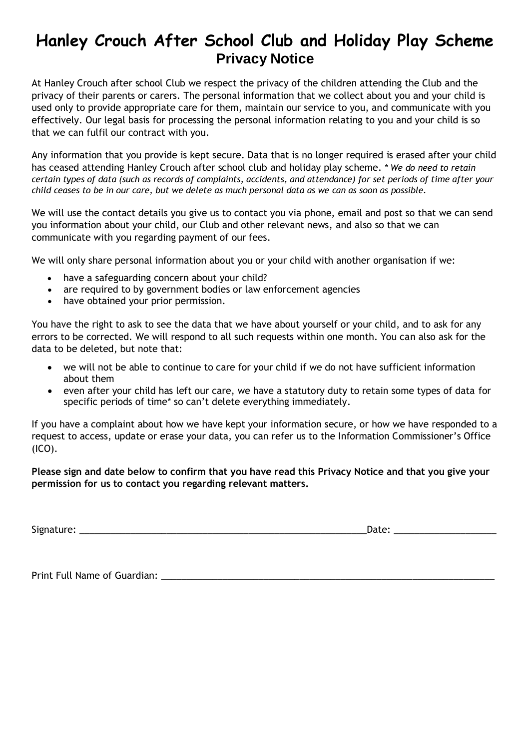# Hanley Crouch After School Club and Holiday Play Scheme

## Privacy Notice

At Hanley Crouch after school Club we respect the privacy of the children attending the Club and the privacy of their parents or carers. The personal information that we collect about you and your child is used only to provide appropriate care for them, maintain our service to you, and communicate with you effectively. Our legal basis for processing the personal information relating to you and your child is so that we can fulfil our contract with you.

Any information that you provide is kept secure. Data that is no longer required is erased after your child has ceased attending Hanley Crouch after school club and holiday play scheme. *\* We do need to retain certain types of data (such as records of complaints, accidents, and attendance) for set periods of time after your child ceases to be in our care, but we delete as much personal data as we can as soon as possible.*

We will use the contact details you give us to contact you via phone, email and post so that we can send you information about your child, our Club and other relevant news, and also so that we can communicate with you regarding payment of our fees.

We will only share personal information about you or your child with another organisation if we:

- have a safeguarding concern about your child?
- are required to by government bodies or law enforcement agencies
- have obtained your prior permission.

You have the right to ask to see the data that we have about yourself or your child, and to ask for any errors to be corrected. We will respond to all such requests within one month. You can also ask for the data to be deleted, but note that:

- we will not be able to continue to care for your child if we do not have sufficient information about them
- even after your child has left our care, we have a statutory duty to retain some types of data for specific periods of time* so can't delete everything immediately.

If you have a complaint about how we have kept your information secure, or how we have responded to a request to access, update or erase your data, you can refer us to the Information Commissioner's Office (ICO).

**Please sign and date below to confirm that you have read this Privacy Notice and that you give your permission for us to contact you regarding relevant matters.**

Signature: ____________________________________________________________Date: ____________________

Print Full Name of Guardian: ____________________________________________________________________